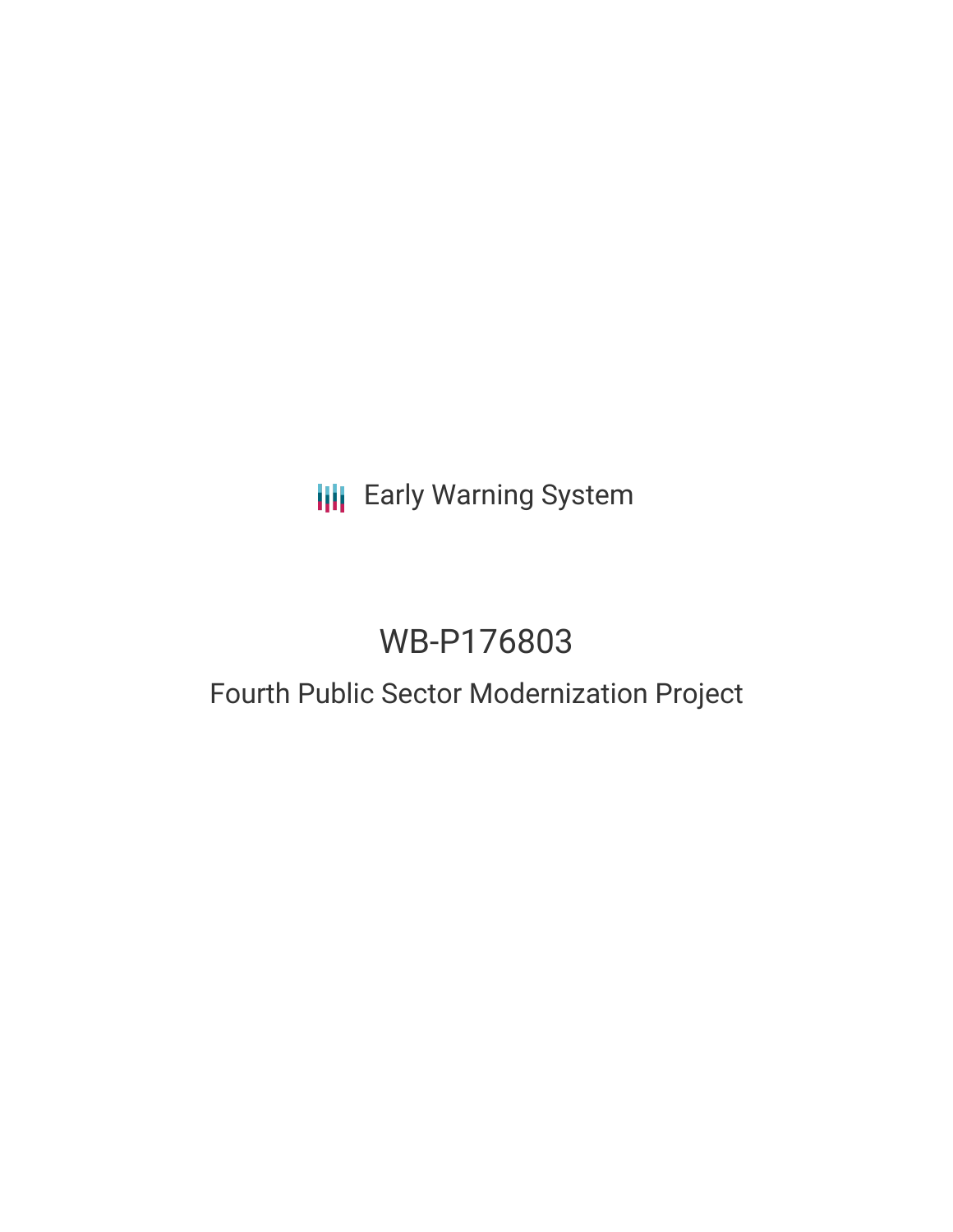Early Warning System

# WB-P176803

## Fourth Public Sector Modernization Project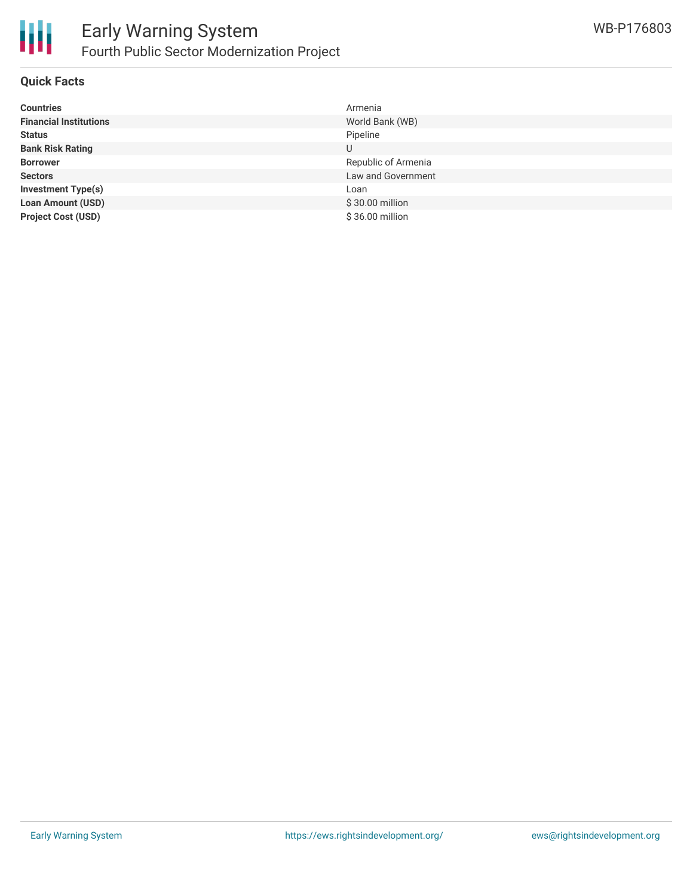## Quick Facts

| | |
|---|---|
| **Countries** | Armenia |
| **Financial Institutions** | World Bank (WB) |
| **Status** | Pipeline |
| **Bank Risk Rating** | U |
| **Borrower** | Republic of Armenia |
| **Sectors** | Law and Government |
| **Investment Type(s)** | Loan |
| **Loan Amount (USD)** | $ 30.00 million |
| **Project Cost (USD)** | $ 36.00 million |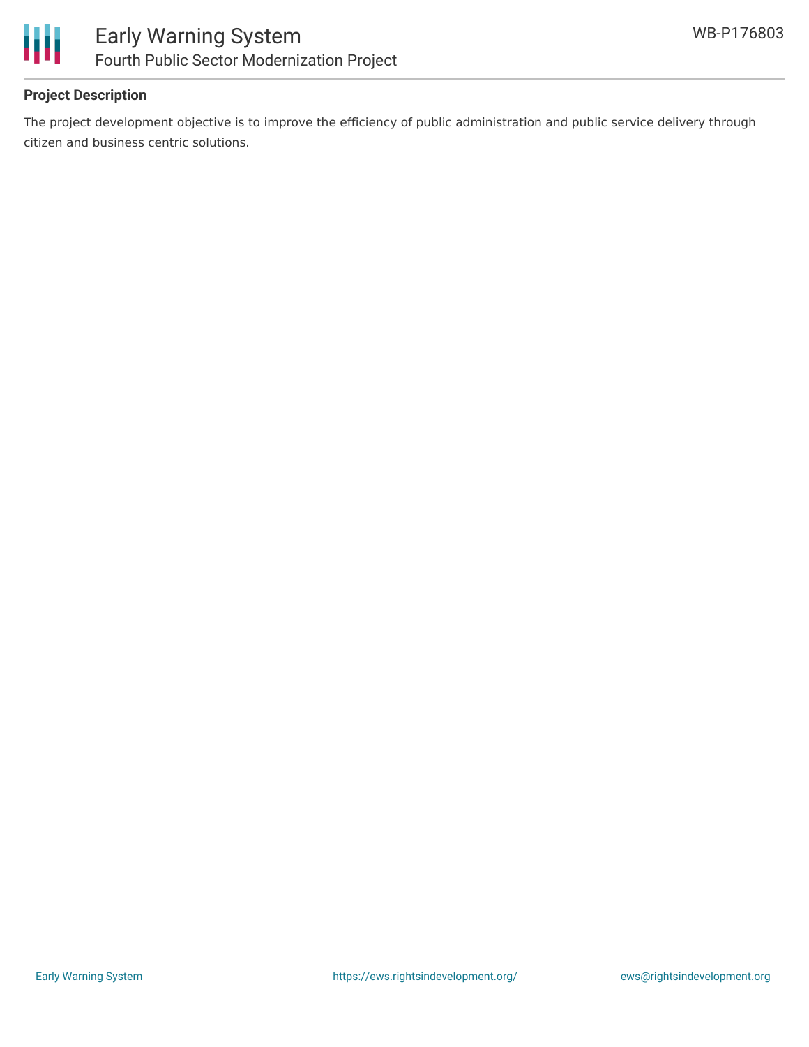**Project Description**

The project development objective is to improve the efficiency of public administration and public service delivery through citizen and business centric solutions.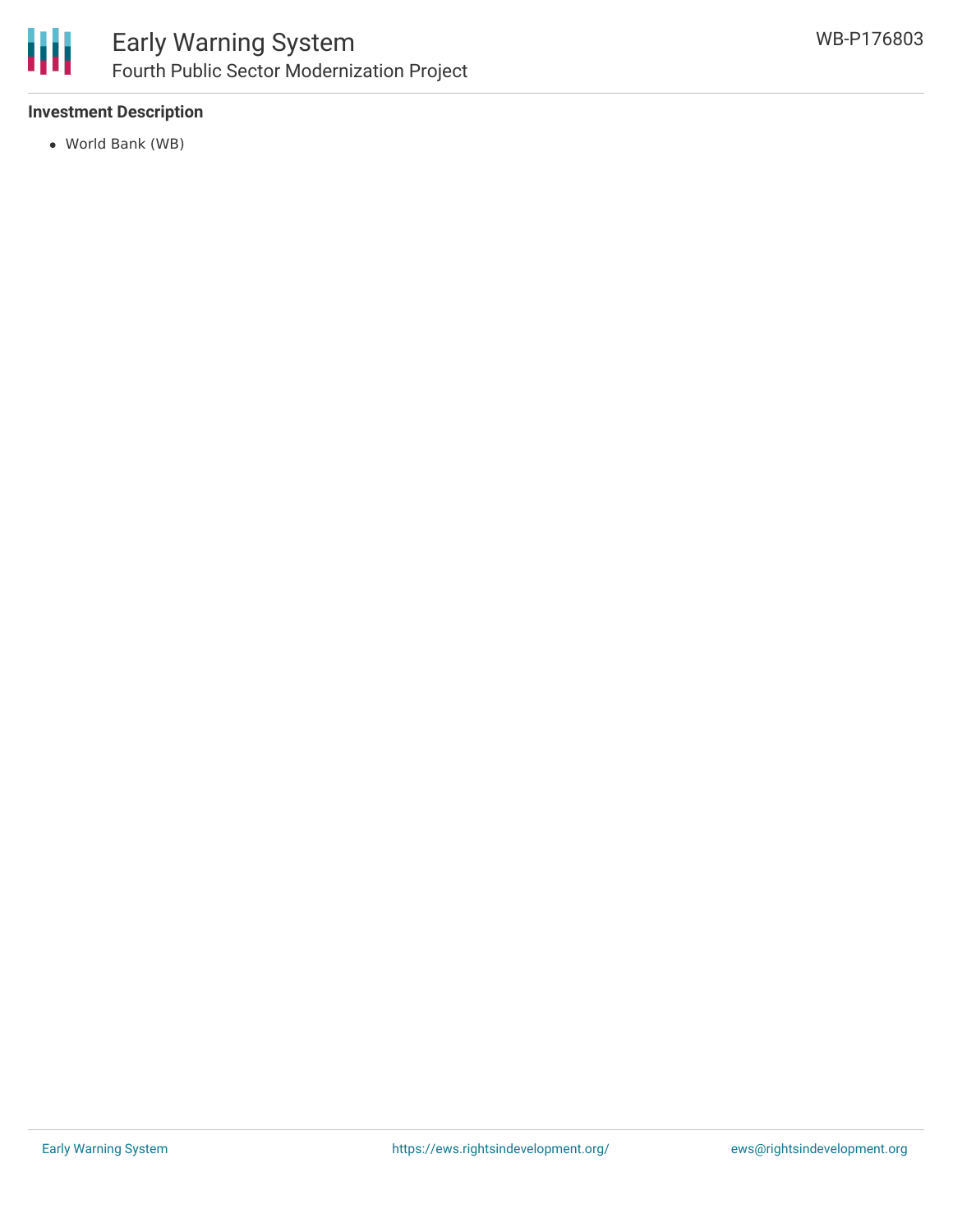### Investment Description

- World Bank (WB)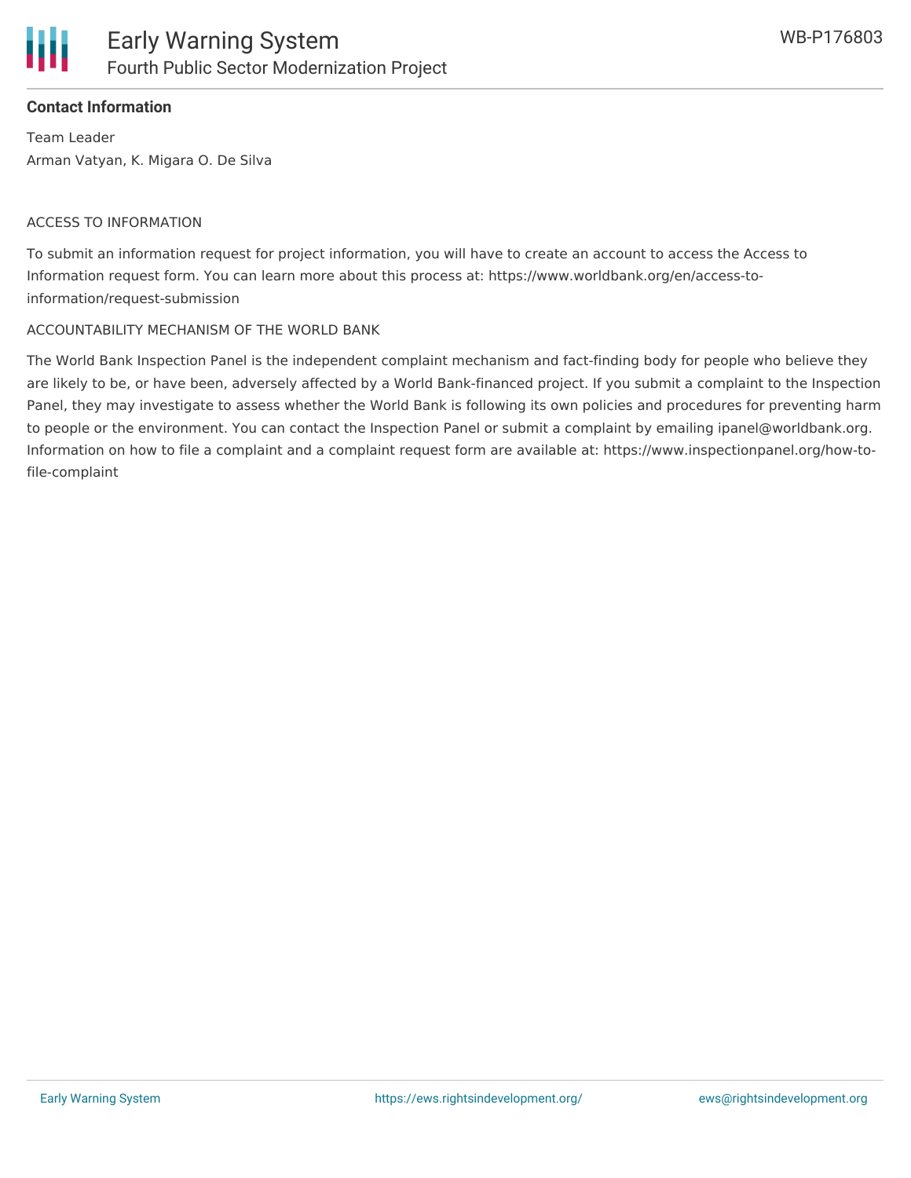**Contact Information**

Team Leader

Arman Vatyan, K. Migara O. De Silva

ACCESS TO INFORMATION

To submit an information request for project information, you will have to create an account to access the Access to Information request form. You can learn more about this process at: https://www.worldbank.org/en/access-to-information/request-submission

ACCOUNTABILITY MECHANISM OF THE WORLD BANK

The World Bank Inspection Panel is the independent complaint mechanism and fact-finding body for people who believe they are likely to be, or have been, adversely affected by a World Bank-financed project. If you submit a complaint to the Inspection Panel, they may investigate to assess whether the World Bank is following its own policies and procedures for preventing harm to people or the environment. You can contact the Inspection Panel or submit a complaint by emailing ipanel@worldbank.org. Information on how to file a complaint and a complaint request form are available at: https://www.inspectionpanel.org/how-to-file-complaint